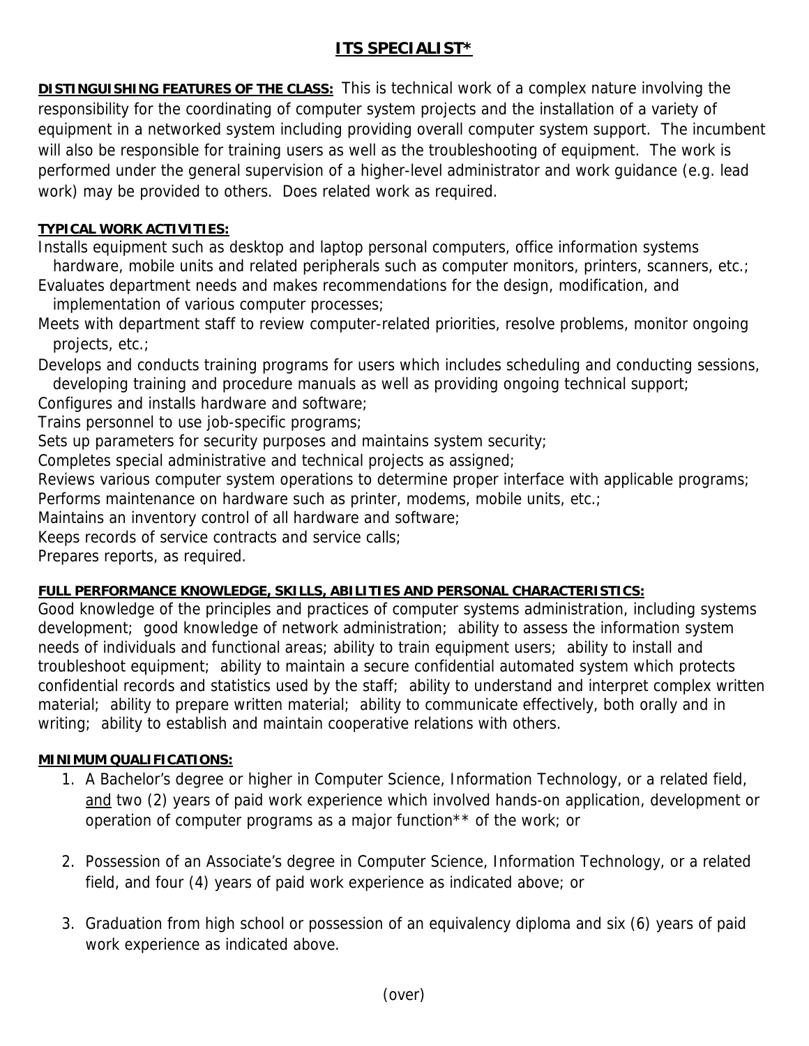# ITS SPECIALIST*

**DISTINGUISHING FEATURES OF THE CLASS:** This is technical work of a complex nature involving the responsibility for the coordinating of computer system projects and the installation of a variety of equipment in a networked system including providing overall computer system support. The incumbent will also be responsible for training users as well as the troubleshooting of equipment. The work is performed under the general supervision of a higher-level administrator and work guidance (e.g. lead work) may be provided to others. Does related work as required.

**TYPICAL WORK ACTIVITIES:**

Installs equipment such as desktop and laptop personal computers, office information systems hardware, mobile units and related peripherals such as computer monitors, printers, scanners, etc.;
Evaluates department needs and makes recommendations for the design, modification, and implementation of various computer processes;
Meets with department staff to review computer-related priorities, resolve problems, monitor ongoing projects, etc.;
Develops and conducts training programs for users which includes scheduling and conducting sessions, developing training and procedure manuals as well as providing ongoing technical support;
Configures and installs hardware and software;
Trains personnel to use job-specific programs;
Sets up parameters for security purposes and maintains system security;
Completes special administrative and technical projects as assigned;
Reviews various computer system operations to determine proper interface with applicable programs;
Performs maintenance on hardware such as printer, modems, mobile units, etc.;
Maintains an inventory control of all hardware and software;
Keeps records of service contracts and service calls;
Prepares reports, as required.

**FULL PERFORMANCE KNOWLEDGE, SKILLS, ABILITIES AND PERSONAL CHARACTERISTICS:**

Good knowledge of the principles and practices of computer systems administration, including systems development; good knowledge of network administration; ability to assess the information system needs of individuals and functional areas; ability to train equipment users; ability to install and troubleshoot equipment; ability to maintain a secure confidential automated system which protects confidential records and statistics used by the staff; ability to understand and interpret complex written material; ability to prepare written material; ability to communicate effectively, both orally and in writing; ability to establish and maintain cooperative relations with others.

**MINIMUM QUALIFICATIONS:**

1. A Bachelor's degree or higher in Computer Science, Information Technology, or a related field, and two (2) years of paid work experience which involved hands-on application, development or operation of computer programs as a major function** of the work; or

2. Possession of an Associate's degree in Computer Science, Information Technology, or a related field, and four (4) years of paid work experience as indicated above; or

3. Graduation from high school or possession of an equivalency diploma and six (6) years of paid work experience as indicated above.

(over)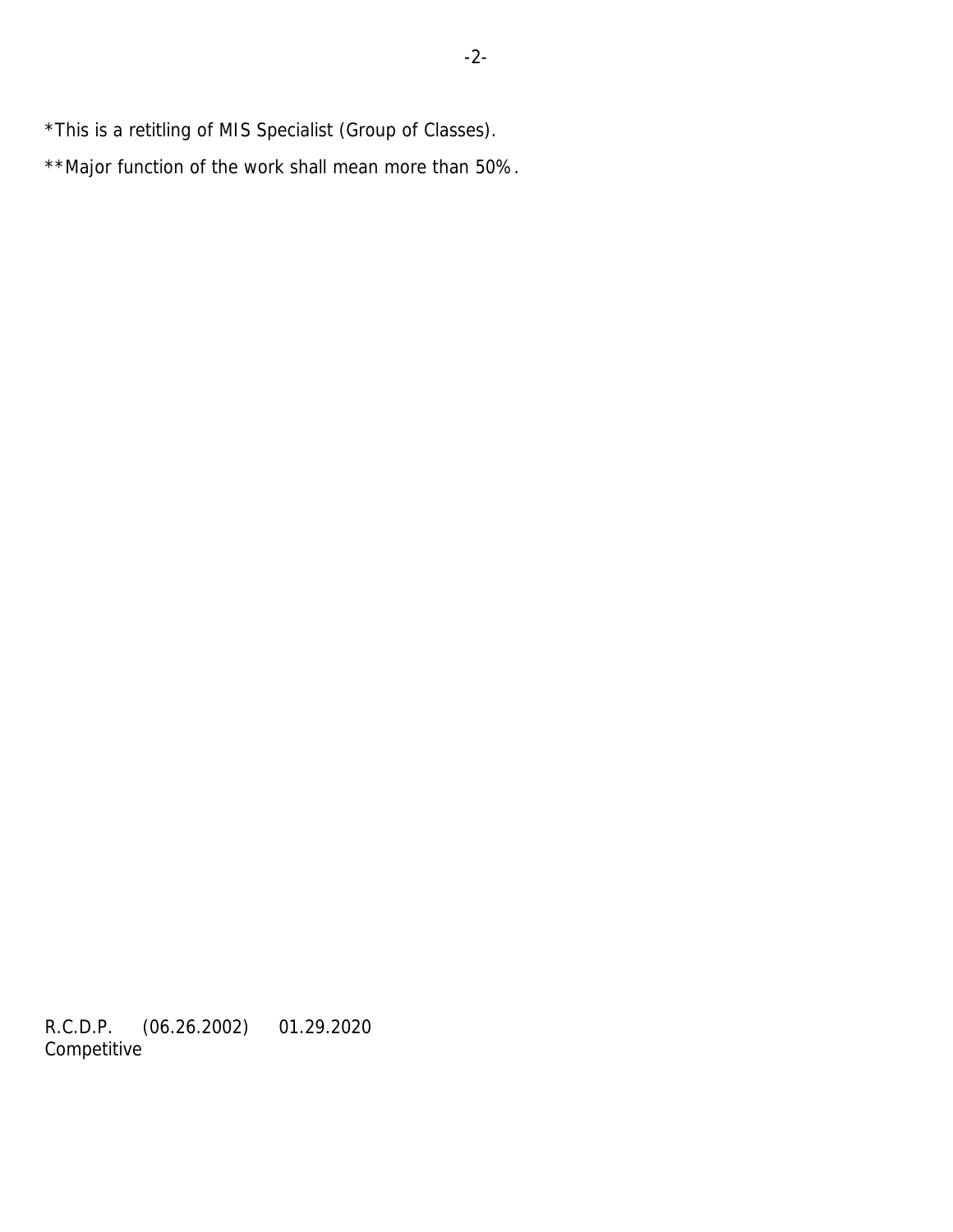*This is a retitling of MIS Specialist (Group of Classes).

**Major function of the work shall mean more than 50%.

R.C.D.P. (06.26.2002) 01.29.2020
Competitive